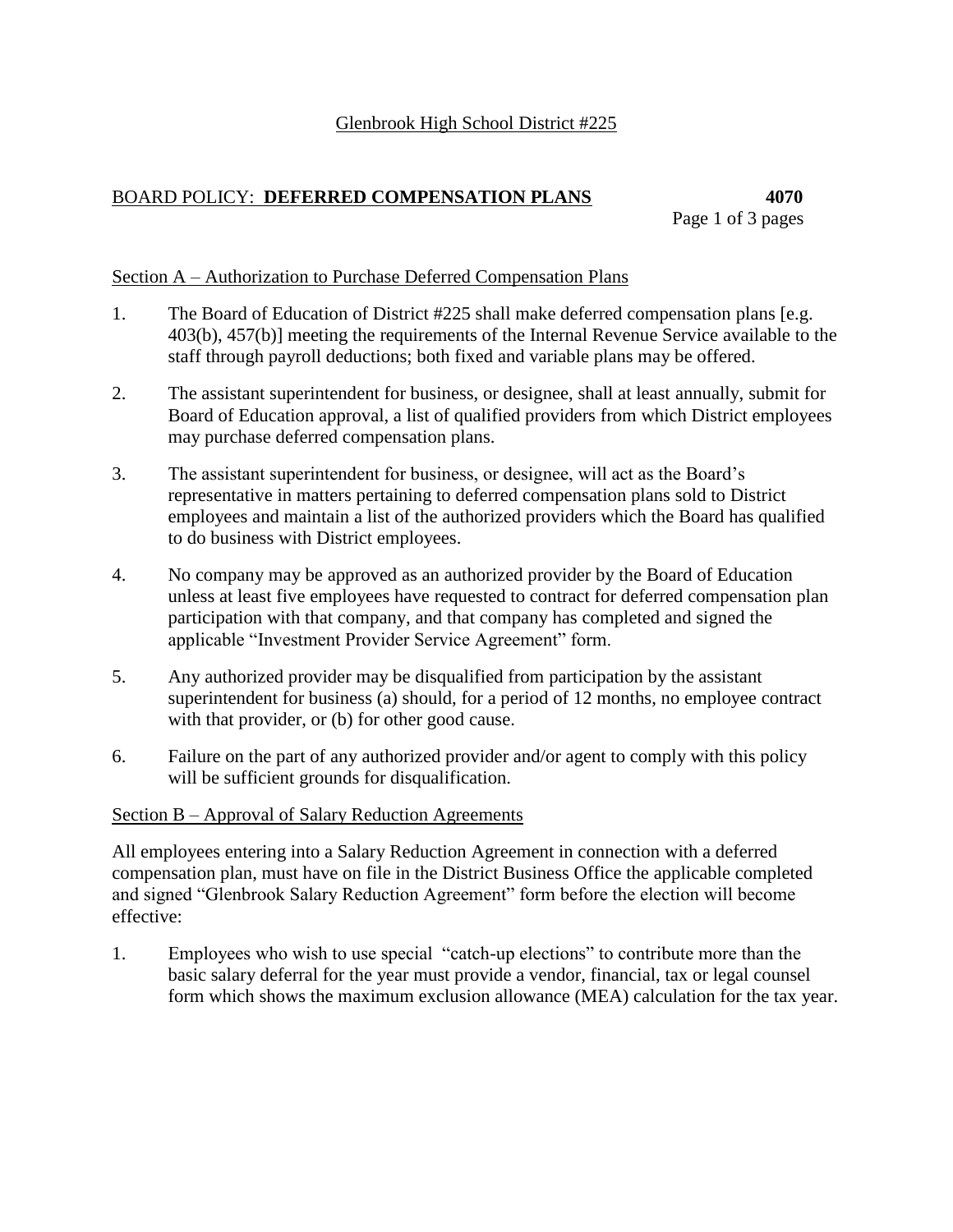Glenbrook High School District #225

# BOARD POLICY: **DEFERRED COMPENSATION PLANS** **4070**

## Section A – Authorization to Purchase Deferred Compensation Plans

1. The Board of Education of District #225 shall make deferred compensation plans [e.g. 403(b), 457(b)] meeting the requirements of the Internal Revenue Service available to the staff through payroll deductions; both fixed and variable plans may be offered.

2. The assistant superintendent for business, or designee, shall at least annually, submit for Board of Education approval, a list of qualified providers from which District employees may purchase deferred compensation plans.

3. The assistant superintendent for business, or designee, will act as the Board's representative in matters pertaining to deferred compensation plans sold to District employees and maintain a list of the authorized providers which the Board has qualified to do business with District employees.

4. No company may be approved as an authorized provider by the Board of Education unless at least five employees have requested to contract for deferred compensation plan participation with that company, and that company has completed and signed the applicable "Investment Provider Service Agreement" form.

5. Any authorized provider may be disqualified from participation by the assistant superintendent for business (a) should, for a period of 12 months, no employee contract with that provider, or (b) for other good cause.

6. Failure on the part of any authorized provider and/or agent to comply with this policy will be sufficient grounds for disqualification.

## Section B – Approval of Salary Reduction Agreements

All employees entering into a Salary Reduction Agreement in connection with a deferred compensation plan, must have on file in the District Business Office the applicable completed and signed "Glenbrook Salary Reduction Agreement" form before the election will become effective:

1. Employees who wish to use special "catch-up elections" to contribute more than the basic salary deferral for the year must provide a vendor, financial, tax or legal counsel form which shows the maximum exclusion allowance (MEA) calculation for the tax year.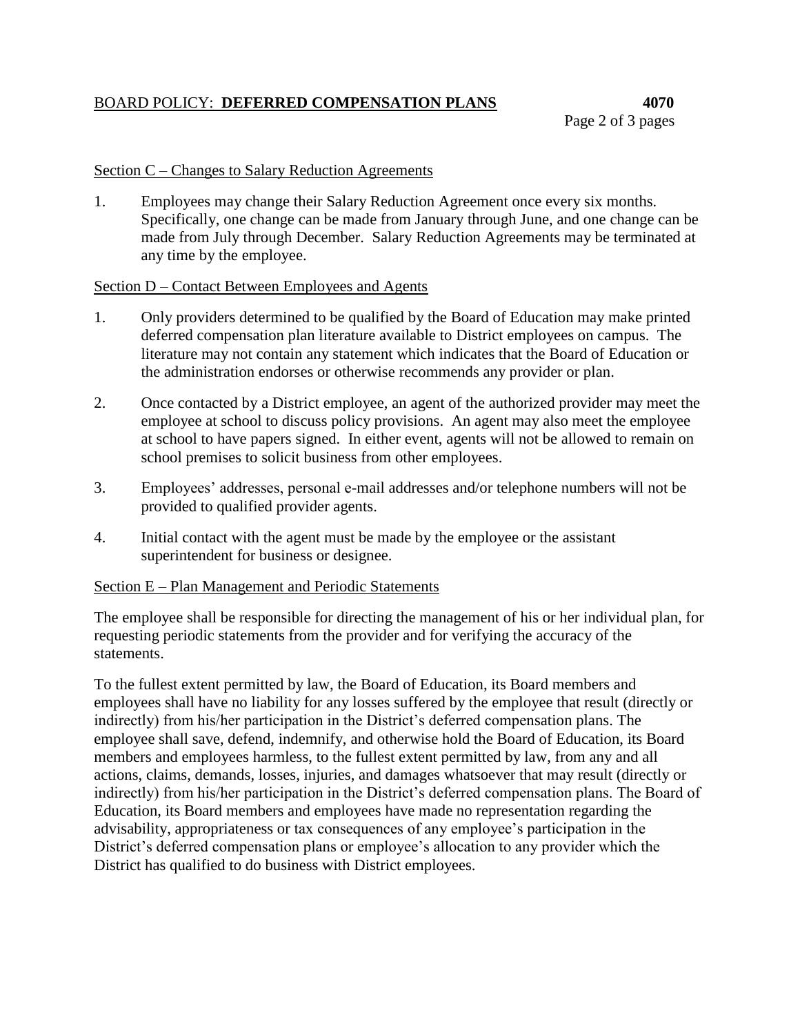### Section C – Changes to Salary Reduction Agreements

1. Employees may change their Salary Reduction Agreement once every six months. Specifically, one change can be made from January through June, and one change can be made from July through December. Salary Reduction Agreements may be terminated at any time by the employee.

### Section D – Contact Between Employees and Agents

1. Only providers determined to be qualified by the Board of Education may make printed deferred compensation plan literature available to District employees on campus. The literature may not contain any statement which indicates that the Board of Education or the administration endorses or otherwise recommends any provider or plan.
2. Once contacted by a District employee, an agent of the authorized provider may meet the employee at school to discuss policy provisions. An agent may also meet the employee at school to have papers signed. In either event, agents will not be allowed to remain on school premises to solicit business from other employees.
3. Employees' addresses, personal e-mail addresses and/or telephone numbers will not be provided to qualified provider agents.
4. Initial contact with the agent must be made by the employee or the assistant superintendent for business or designee.

### Section E – Plan Management and Periodic Statements

The employee shall be responsible for directing the management of his or her individual plan, for requesting periodic statements from the provider and for verifying the accuracy of the statements.

To the fullest extent permitted by law, the Board of Education, its Board members and employees shall have no liability for any losses suffered by the employee that result (directly or indirectly) from his/her participation in the District's deferred compensation plans. The employee shall save, defend, indemnify, and otherwise hold the Board of Education, its Board members and employees harmless, to the fullest extent permitted by law, from any and all actions, claims, demands, losses, injuries, and damages whatsoever that may result (directly or indirectly) from his/her participation in the District's deferred compensation plans. The Board of Education, its Board members and employees have made no representation regarding the advisability, appropriateness or tax consequences of any employee's participation in the District's deferred compensation plans or employee's allocation to any provider which the District has qualified to do business with District employees.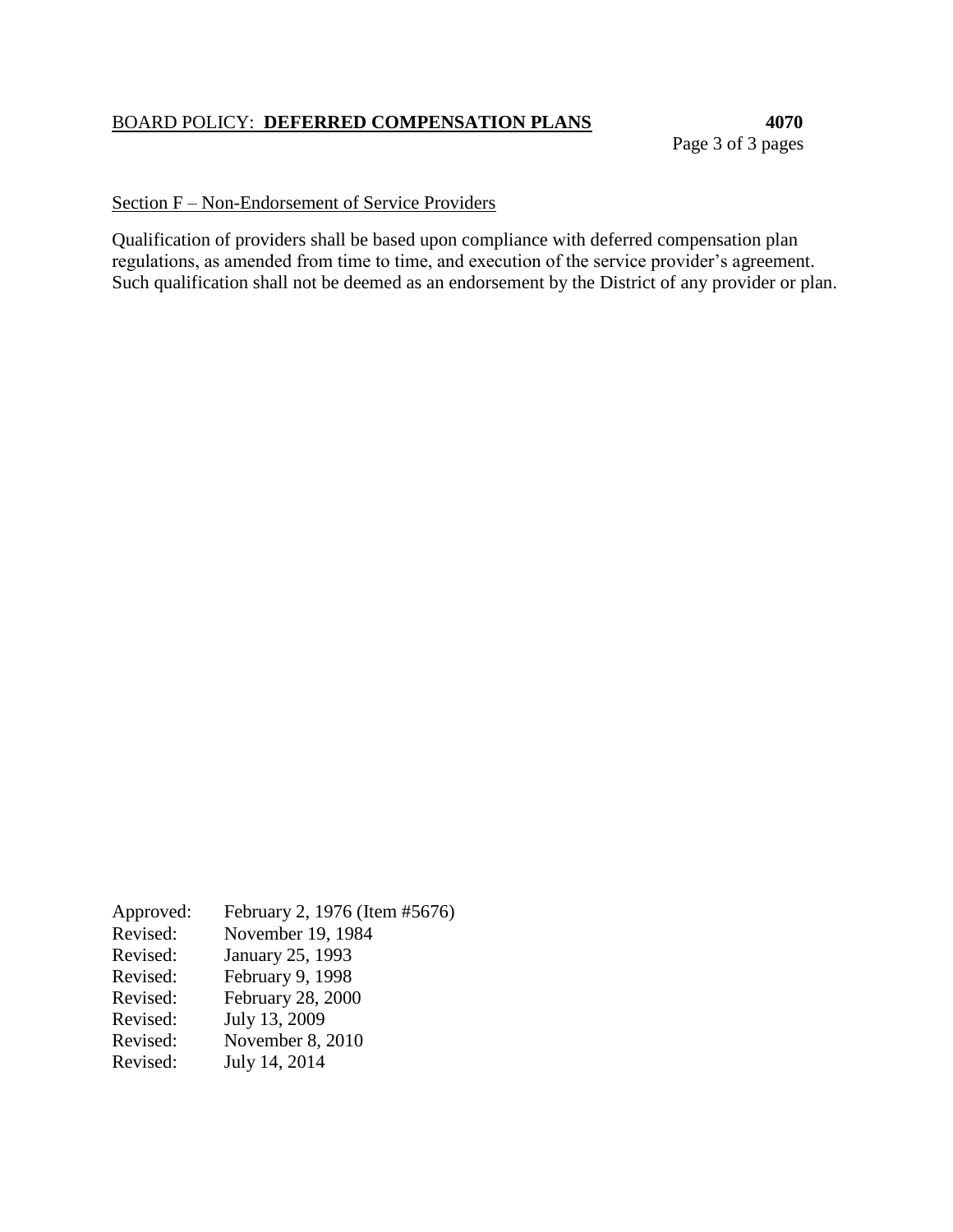Section F – Non-Endorsement of Service Providers

Qualification of providers shall be based upon compliance with deferred compensation plan regulations, as amended from time to time, and execution of the service provider's agreement. Such qualification shall not be deemed as an endorsement by the District of any provider or plan.

| | |
|---|---|
| Approved: | February 2, 1976 (Item #5676) |
| Revised: | November 19, 1984 |
| Revised: | January 25, 1993 |
| Revised: | February 9, 1998 |
| Revised: | February 28, 2000 |
| Revised: | July 13, 2009 |
| Revised: | November 8, 2010 |
| Revised: | July 14, 2014 |